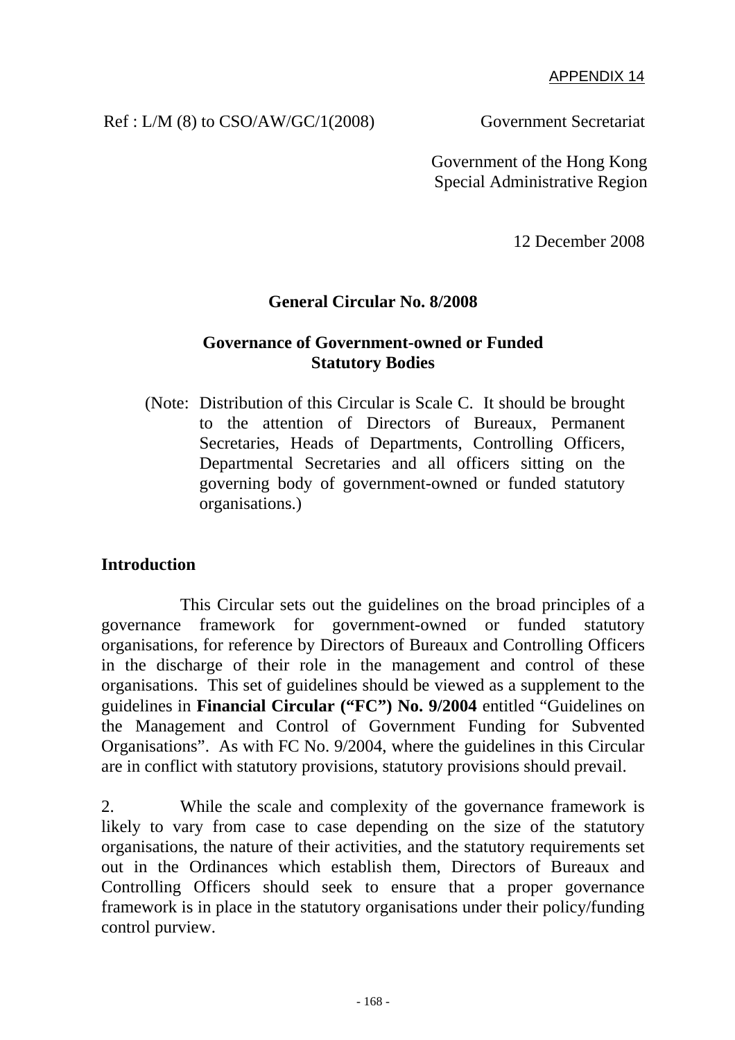APPENDIX 14

Ref : L/M (8) to CSO/AW/GC/1(2008)

Government Secretariat

Government of the Hong Kong Special Administrative Region

12 December 2008

## General Circular No. 8/2008

## Governance of Government-owned or Funded Statutory Bodies

(Note: Distribution of this Circular is Scale C. It should be brought to the attention of Directors of Bureaux, Permanent Secretaries, Heads of Departments, Controlling Officers, Departmental Secretaries and all officers sitting on the governing body of government-owned or funded statutory organisations.)

### Introduction

This Circular sets out the guidelines on the broad principles of a governance framework for government-owned or funded statutory organisations, for reference by Directors of Bureaux and Controlling Officers in the discharge of their role in the management and control of these organisations. This set of guidelines should be viewed as a supplement to the guidelines in **Financial Circular ("FC") No. 9/2004** entitled "Guidelines on the Management and Control of Government Funding for Subvented Organisations". As with FC No. 9/2004, where the guidelines in this Circular are in conflict with statutory provisions, statutory provisions should prevail.

2. While the scale and complexity of the governance framework is likely to vary from case to case depending on the size of the statutory organisations, the nature of their activities, and the statutory requirements set out in the Ordinances which establish them, Directors of Bureaux and Controlling Officers should seek to ensure that a proper governance framework is in place in the statutory organisations under their policy/funding control purview.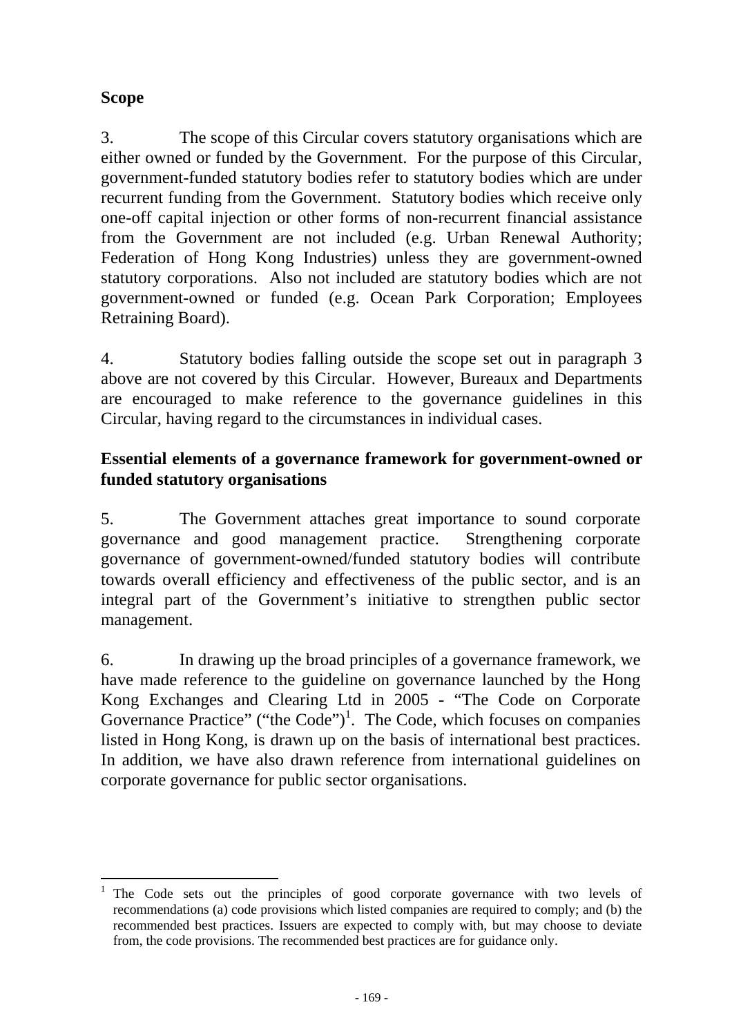**Scope**

3. The scope of this Circular covers statutory organisations which are either owned or funded by the Government. For the purpose of this Circular, government-funded statutory bodies refer to statutory bodies which are under recurrent funding from the Government. Statutory bodies which receive only one-off capital injection or other forms of non-recurrent financial assistance from the Government are not included (e.g. Urban Renewal Authority; Federation of Hong Kong Industries) unless they are government-owned statutory corporations. Also not included are statutory bodies which are not government-owned or funded (e.g. Ocean Park Corporation; Employees Retraining Board).

4. Statutory bodies falling outside the scope set out in paragraph 3 above are not covered by this Circular. However, Bureaux and Departments are encouraged to make reference to the governance guidelines in this Circular, having regard to the circumstances in individual cases.

**Essential elements of a governance framework for government-owned or funded statutory organisations**

5. The Government attaches great importance to sound corporate governance and good management practice. Strengthening corporate governance of government-owned/funded statutory bodies will contribute towards overall efficiency and effectiveness of the public sector, and is an integral part of the Government's initiative to strengthen public sector management.

6. In drawing up the broad principles of a governance framework, we have made reference to the guideline on governance launched by the Hong Kong Exchanges and Clearing Ltd in 2005 - "The Code on Corporate Governance Practice" ("the Code")[1]. The Code, which focuses on companies listed in Hong Kong, is drawn up on the basis of international best practices. In addition, we have also drawn reference from international guidelines on corporate governance for public sector organisations.

[1] The Code sets out the principles of good corporate governance with two levels of recommendations (a) code provisions which listed companies are required to comply; and (b) the recommended best practices. Issuers are expected to comply with, but may choose to deviate from, the code provisions. The recommended best practices are for guidance only.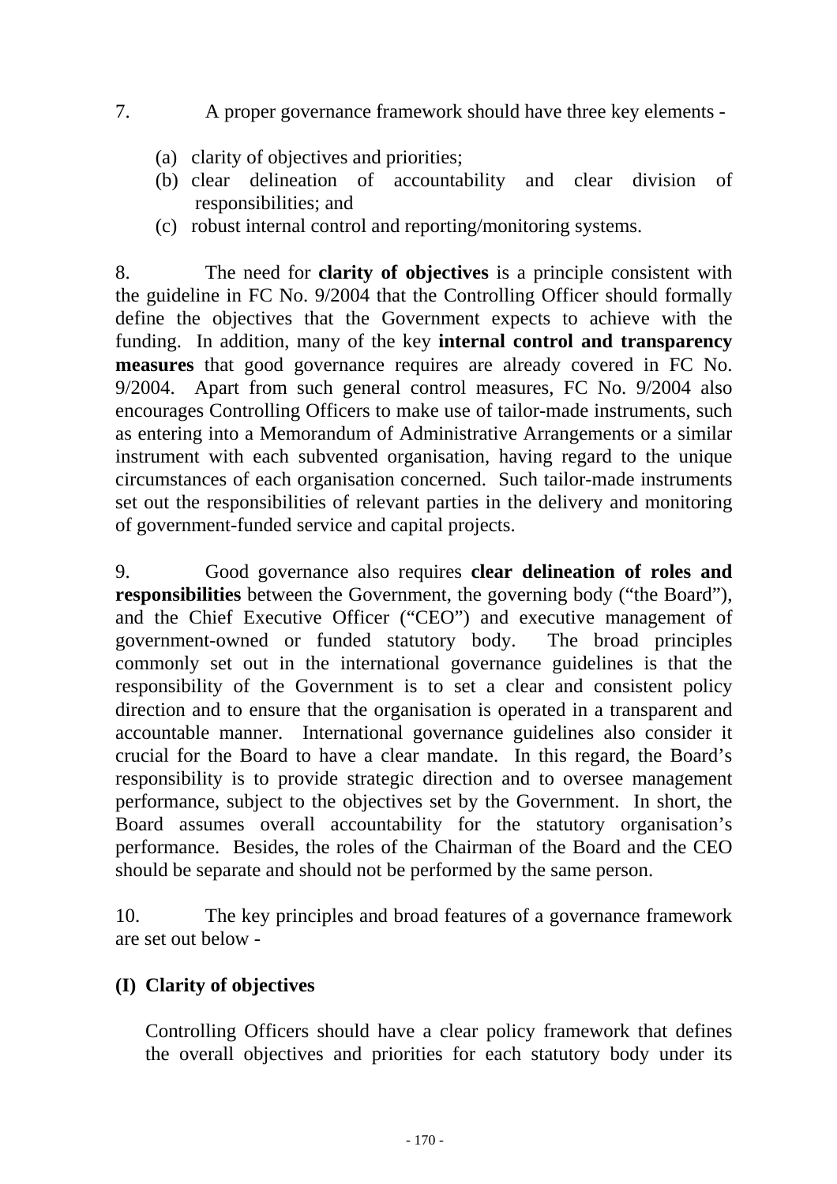7. A proper governance framework should have three key elements -

(a) clarity of objectives and priorities;
(b) clear delineation of accountability and clear division of responsibilities; and
(c) robust internal control and reporting/monitoring systems.

8. The need for **clarity of objectives** is a principle consistent with the guideline in FC No. 9/2004 that the Controlling Officer should formally define the objectives that the Government expects to achieve with the funding. In addition, many of the key **internal control and transparency measures** that good governance requires are already covered in FC No. 9/2004. Apart from such general control measures, FC No. 9/2004 also encourages Controlling Officers to make use of tailor-made instruments, such as entering into a Memorandum of Administrative Arrangements or a similar instrument with each subvented organisation, having regard to the unique circumstances of each organisation concerned. Such tailor-made instruments set out the responsibilities of relevant parties in the delivery and monitoring of government-funded service and capital projects.

9. Good governance also requires **clear delineation of roles and responsibilities** between the Government, the governing body ("the Board"), and the Chief Executive Officer ("CEO") and executive management of government-owned or funded statutory body. The broad principles commonly set out in the international governance guidelines is that the responsibility of the Government is to set a clear and consistent policy direction and to ensure that the organisation is operated in a transparent and accountable manner. International governance guidelines also consider it crucial for the Board to have a clear mandate. In this regard, the Board's responsibility is to provide strategic direction and to oversee management performance, subject to the objectives set by the Government. In short, the Board assumes overall accountability for the statutory organisation's performance. Besides, the roles of the Chairman of the Board and the CEO should be separate and should not be performed by the same person.

10. The key principles and broad features of a governance framework are set out below -

**(I) Clarity of objectives**

Controlling Officers should have a clear policy framework that defines the overall objectives and priorities for each statutory body under its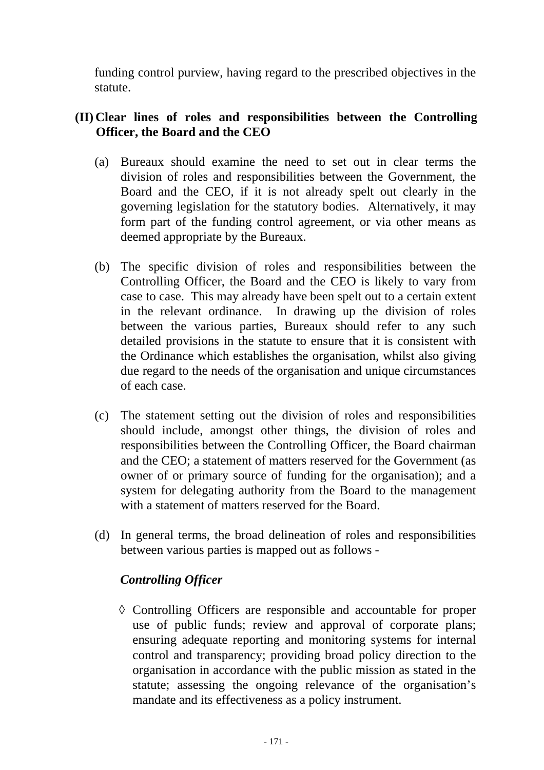funding control purview, having regard to the prescribed objectives in the statute.

**(II) Clear lines of roles and responsibilities between the Controlling Officer, the Board and the CEO**

(a) Bureaux should examine the need to set out in clear terms the division of roles and responsibilities between the Government, the Board and the CEO, if it is not already spelt out clearly in the governing legislation for the statutory bodies. Alternatively, it may form part of the funding control agreement, or via other means as deemed appropriate by the Bureaux.

(b) The specific division of roles and responsibilities between the Controlling Officer, the Board and the CEO is likely to vary from case to case. This may already have been spelt out to a certain extent in the relevant ordinance. In drawing up the division of roles between the various parties, Bureaux should refer to any such detailed provisions in the statute to ensure that it is consistent with the Ordinance which establishes the organisation, whilst also giving due regard to the needs of the organisation and unique circumstances of each case.

(c) The statement setting out the division of roles and responsibilities should include, amongst other things, the division of roles and responsibilities between the Controlling Officer, the Board chairman and the CEO; a statement of matters reserved for the Government (as owner of or primary source of funding for the organisation); and a system for delegating authority from the Board to the management with a statement of matters reserved for the Board.

(d) In general terms, the broad delineation of roles and responsibilities between various parties is mapped out as follows -

***Controlling Officer***

◊ Controlling Officers are responsible and accountable for proper use of public funds; review and approval of corporate plans; ensuring adequate reporting and monitoring systems for internal control and transparency; providing broad policy direction to the organisation in accordance with the public mission as stated in the statute; assessing the ongoing relevance of the organisation's mandate and its effectiveness as a policy instrument.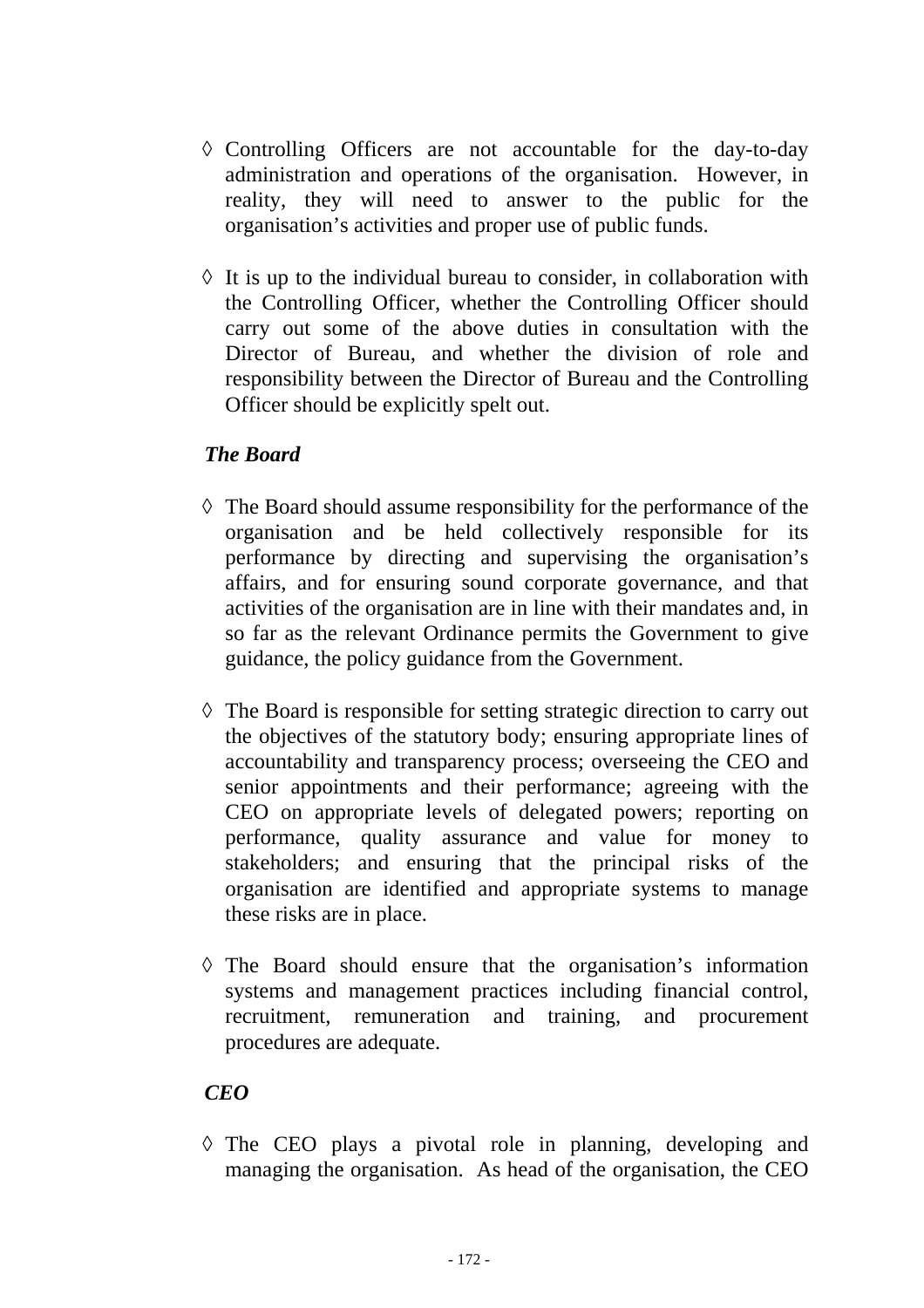- ◊ Controlling Officers are not accountable for the day-to-day administration and operations of the organisation. However, in reality, they will need to answer to the public for the organisation's activities and proper use of public funds.

- ◊ It is up to the individual bureau to consider, in collaboration with the Controlling Officer, whether the Controlling Officer should carry out some of the above duties in consultation with the Director of Bureau, and whether the division of role and responsibility between the Director of Bureau and the Controlling Officer should be explicitly spelt out.

***The Board***

- ◊ The Board should assume responsibility for the performance of the organisation and be held collectively responsible for its performance by directing and supervising the organisation's affairs, and for ensuring sound corporate governance, and that activities of the organisation are in line with their mandates and, in so far as the relevant Ordinance permits the Government to give guidance, the policy guidance from the Government.

- ◊ The Board is responsible for setting strategic direction to carry out the objectives of the statutory body; ensuring appropriate lines of accountability and transparency process; overseeing the CEO and senior appointments and their performance; agreeing with the CEO on appropriate levels of delegated powers; reporting on performance, quality assurance and value for money to stakeholders; and ensuring that the principal risks of the organisation are identified and appropriate systems to manage these risks are in place.

- ◊ The Board should ensure that the organisation's information systems and management practices including financial control, recruitment, remuneration and training, and procurement procedures are adequate.

***CEO***

- ◊ The CEO plays a pivotal role in planning, developing and managing the organisation. As head of the organisation, the CEO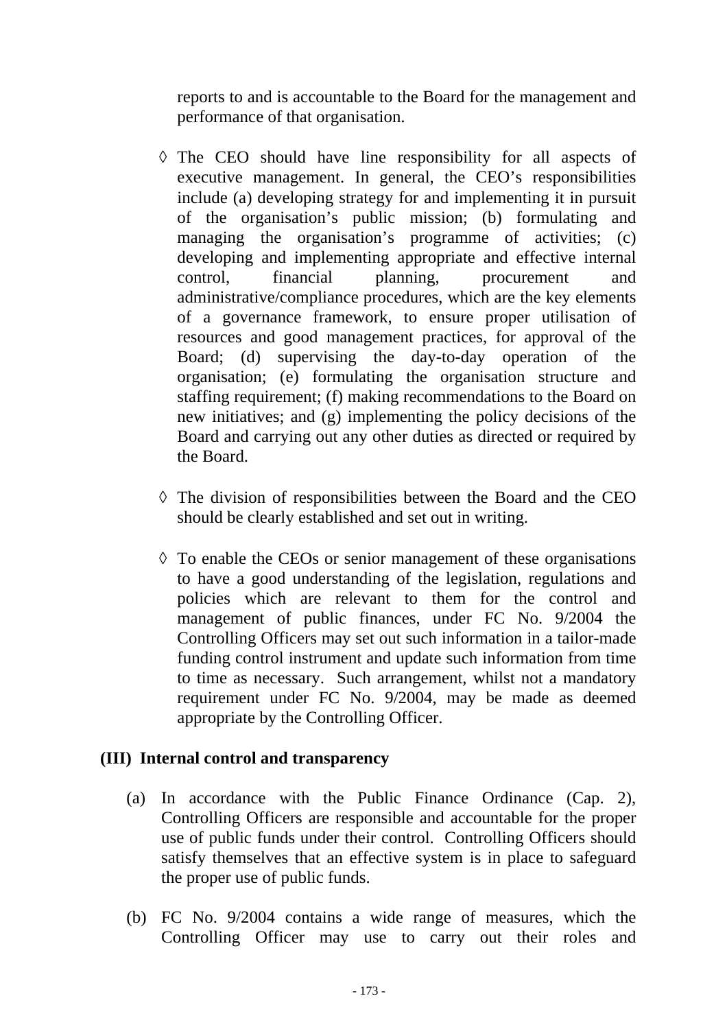reports to and is accountable to the Board for the management and performance of that organisation.

◊ The CEO should have line responsibility for all aspects of executive management. In general, the CEO's responsibilities include (a) developing strategy for and implementing it in pursuit of the organisation's public mission; (b) formulating and managing the organisation's programme of activities; (c) developing and implementing appropriate and effective internal control, financial planning, procurement and administrative/compliance procedures, which are the key elements of a governance framework, to ensure proper utilisation of resources and good management practices, for approval of the Board; (d) supervising the day-to-day operation of the organisation; (e) formulating the organisation structure and staffing requirement; (f) making recommendations to the Board on new initiatives; and (g) implementing the policy decisions of the Board and carrying out any other duties as directed or required by the Board.

◊ The division of responsibilities between the Board and the CEO should be clearly established and set out in writing.

◊ To enable the CEOs or senior management of these organisations to have a good understanding of the legislation, regulations and policies which are relevant to them for the control and management of public finances, under FC No. 9/2004 the Controlling Officers may set out such information in a tailor-made funding control instrument and update such information from time to time as necessary. Such arrangement, whilst not a mandatory requirement under FC No. 9/2004, may be made as deemed appropriate by the Controlling Officer.

**(III) Internal control and transparency**

(a) In accordance with the Public Finance Ordinance (Cap. 2), Controlling Officers are responsible and accountable for the proper use of public funds under their control. Controlling Officers should satisfy themselves that an effective system is in place to safeguard the proper use of public funds.

(b) FC No. 9/2004 contains a wide range of measures, which the Controlling Officer may use to carry out their roles and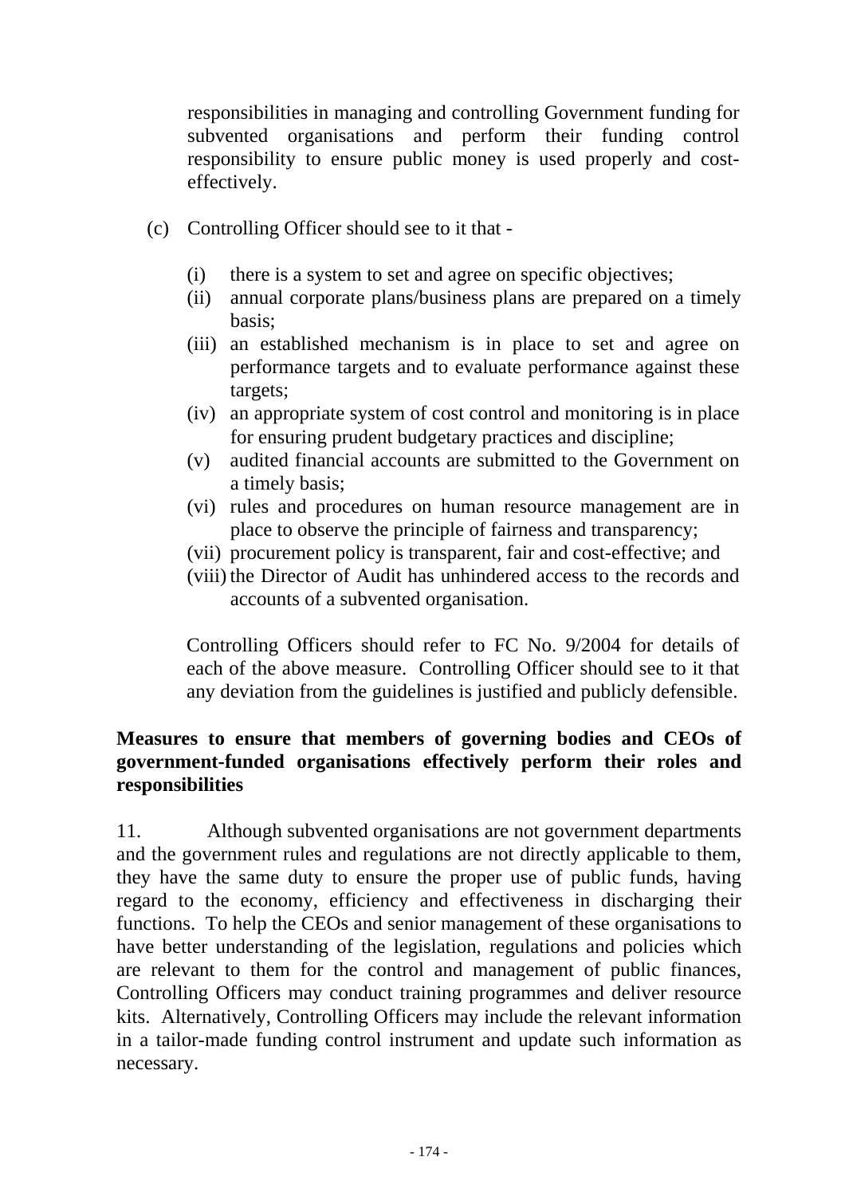responsibilities in managing and controlling Government funding for subvented organisations and perform their funding control responsibility to ensure public money is used properly and cost-effectively.

(c) Controlling Officer should see to it that -

   (i) there is a system to set and agree on specific objectives;
   (ii) annual corporate plans/business plans are prepared on a timely basis;
   (iii) an established mechanism is in place to set and agree on performance targets and to evaluate performance against these targets;
   (iv) an appropriate system of cost control and monitoring is in place for ensuring prudent budgetary practices and discipline;
   (v) audited financial accounts are submitted to the Government on a timely basis;
   (vi) rules and procedures on human resource management are in place to observe the principle of fairness and transparency;
   (vii) procurement policy is transparent, fair and cost-effective; and
   (viii) the Director of Audit has unhindered access to the records and accounts of a subvented organisation.

   Controlling Officers should refer to FC No. 9/2004 for details of each of the above measure. Controlling Officer should see to it that any deviation from the guidelines is justified and publicly defensible.

**Measures to ensure that members of governing bodies and CEOs of government-funded organisations effectively perform their roles and responsibilities**

11. Although subvented organisations are not government departments and the government rules and regulations are not directly applicable to them, they have the same duty to ensure the proper use of public funds, having regard to the economy, efficiency and effectiveness in discharging their functions. To help the CEOs and senior management of these organisations to have better understanding of the legislation, regulations and policies which are relevant to them for the control and management of public finances, Controlling Officers may conduct training programmes and deliver resource kits. Alternatively, Controlling Officers may include the relevant information in a tailor-made funding control instrument and update such information as necessary.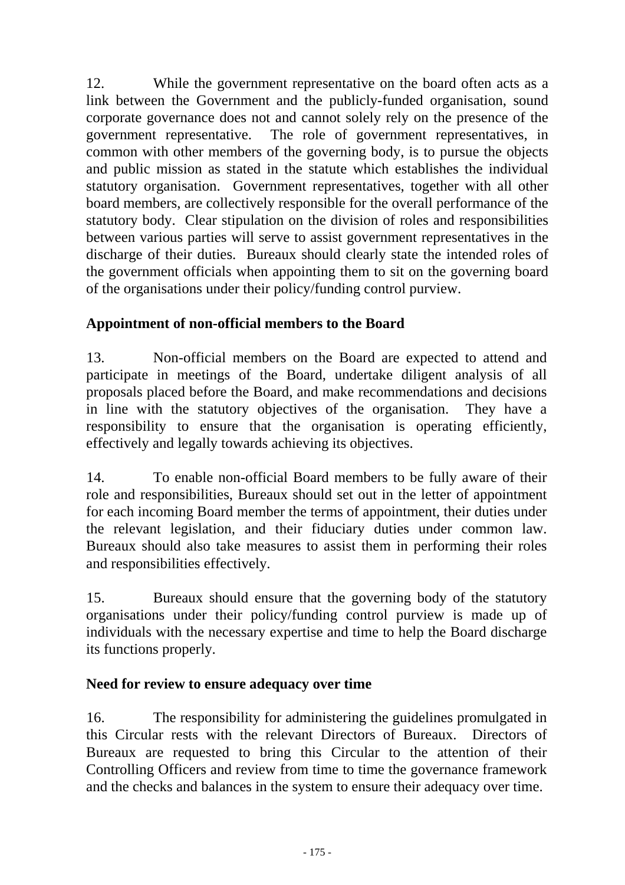12. While the government representative on the board often acts as a link between the Government and the publicly-funded organisation, sound corporate governance does not and cannot solely rely on the presence of the government representative. The role of government representatives, in common with other members of the governing body, is to pursue the objects and public mission as stated in the statute which establishes the individual statutory organisation. Government representatives, together with all other board members, are collectively responsible for the overall performance of the statutory body. Clear stipulation on the division of roles and responsibilities between various parties will serve to assist government representatives in the discharge of their duties. Bureaux should clearly state the intended roles of the government officials when appointing them to sit on the governing board of the organisations under their policy/funding control purview.

**Appointment of non-official members to the Board**

13. Non-official members on the Board are expected to attend and participate in meetings of the Board, undertake diligent analysis of all proposals placed before the Board, and make recommendations and decisions in line with the statutory objectives of the organisation. They have a responsibility to ensure that the organisation is operating efficiently, effectively and legally towards achieving its objectives.

14. To enable non-official Board members to be fully aware of their role and responsibilities, Bureaux should set out in the letter of appointment for each incoming Board member the terms of appointment, their duties under the relevant legislation, and their fiduciary duties under common law. Bureaux should also take measures to assist them in performing their roles and responsibilities effectively.

15. Bureaux should ensure that the governing body of the statutory organisations under their policy/funding control purview is made up of individuals with the necessary expertise and time to help the Board discharge its functions properly.

**Need for review to ensure adequacy over time**

16. The responsibility for administering the guidelines promulgated in this Circular rests with the relevant Directors of Bureaux. Directors of Bureaux are requested to bring this Circular to the attention of their Controlling Officers and review from time to time the governance framework and the checks and balances in the system to ensure their adequacy over time.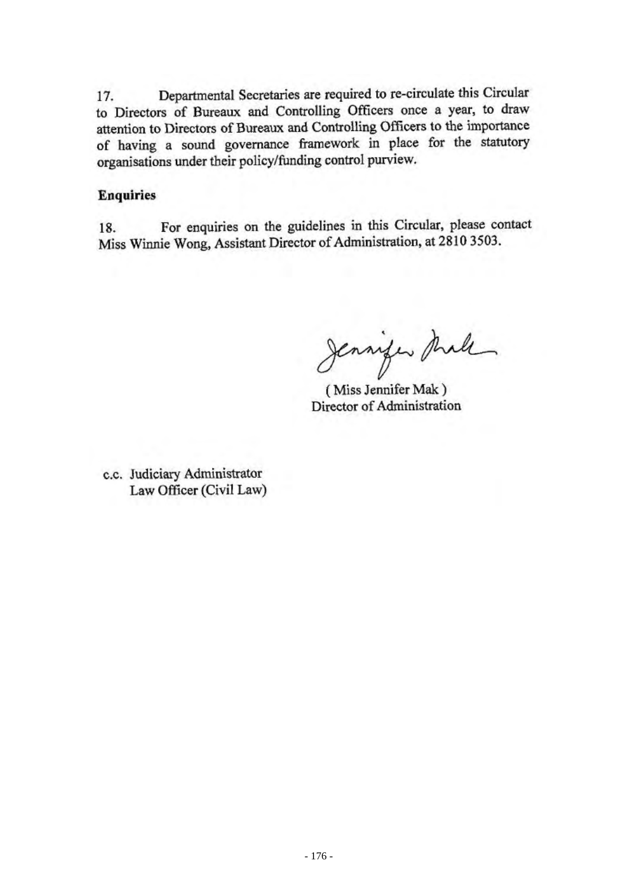17. Departmental Secretaries are required to re-circulate this Circular to Directors of Bureaux and Controlling Officers once a year, to draw attention to Directors of Bureaux and Controlling Officers to the importance of having a sound governance framework in place for the statutory organisations under their policy/funding control purview.

**Enquiries**

18. For enquiries on the guidelines in this Circular, please contact Miss Winnie Wong, Assistant Director of Administration, at 2810 3503.

( Miss Jennifer Mak )
Director of Administration

c.c. Judiciary Administrator
Law Officer (Civil Law)